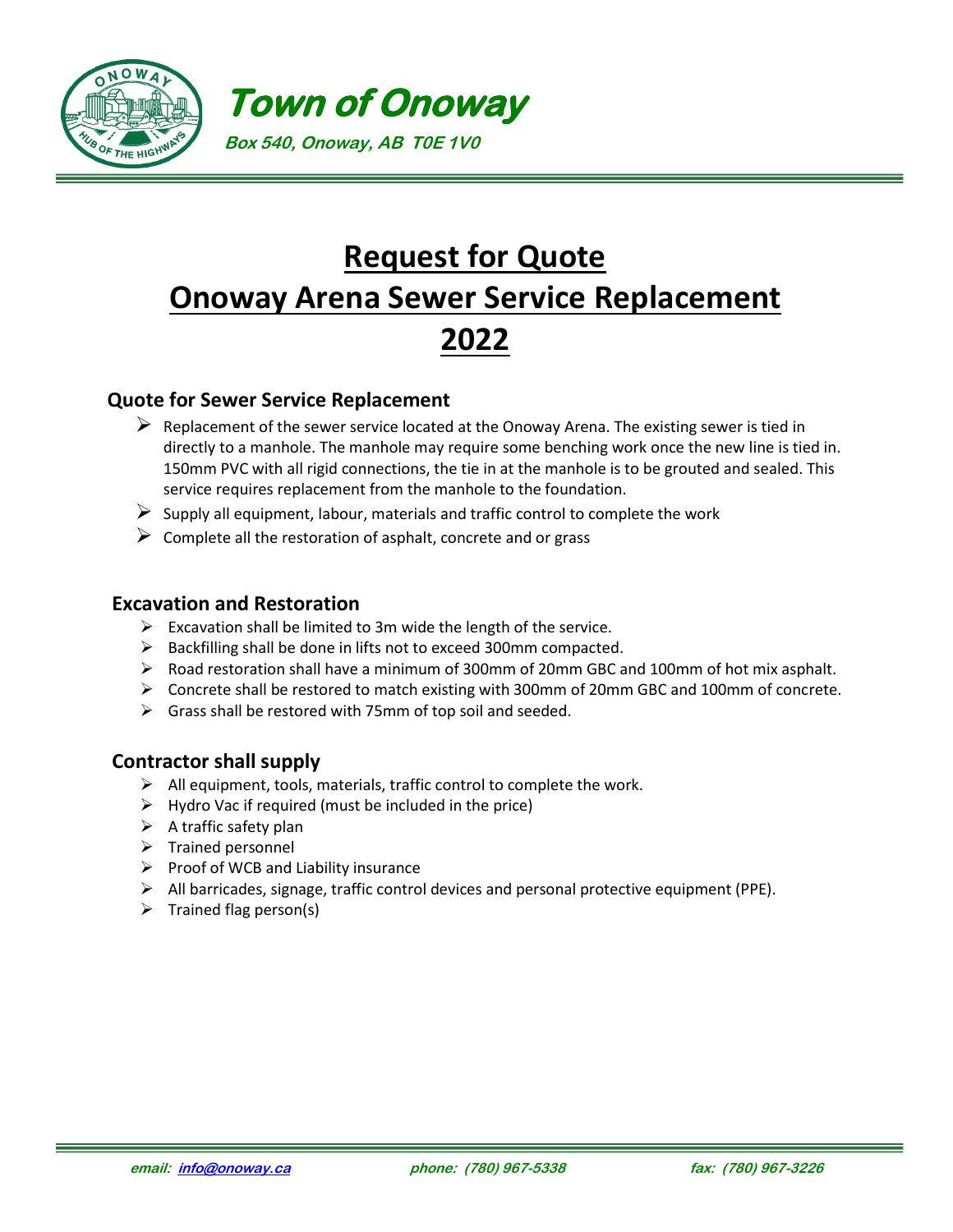# Town of Onoway

**Box 540, Onoway, AB T0E 1V0**

# Request for Quote
# Onoway Arena Sewer Service Replacement
# 2022

## Quote for Sewer Service Replacement

- Replacement of the sewer service located at the Onoway Arena. The existing sewer is tied in directly to a manhole. The manhole may require some benching work once the new line is tied in. 150mm PVC with all rigid connections, the tie in at the manhole is to be grouted and sealed. This service requires replacement from the manhole to the foundation.
- Supply all equipment, labour, materials and traffic control to complete the work
- Complete all the restoration of asphalt, concrete and or grass

## Excavation and Restoration

- Excavation shall be limited to 3m wide the length of the service.
- Backfilling shall be done in lifts not to exceed 300mm compacted.
- Road restoration shall have a minimum of 300mm of 20mm GBC and 100mm of hot mix asphalt.
- Concrete shall be restored to match existing with 300mm of 20mm GBC and 100mm of concrete.
- Grass shall be restored with 75mm of top soil and seeded.

## Contractor shall supply

- All equipment, tools, materials, traffic control to complete the work.
- Hydro Vac if required (must be included in the price)
- A traffic safety plan
- Trained personnel
- Proof of WCB and Liability insurance
- All barricades, signage, traffic control devices and personal protective equipment (PPE).
- Trained flag person(s)

*email: info@onoway.ca* *phone: (780) 967-5338* *fax: (780) 967-3226*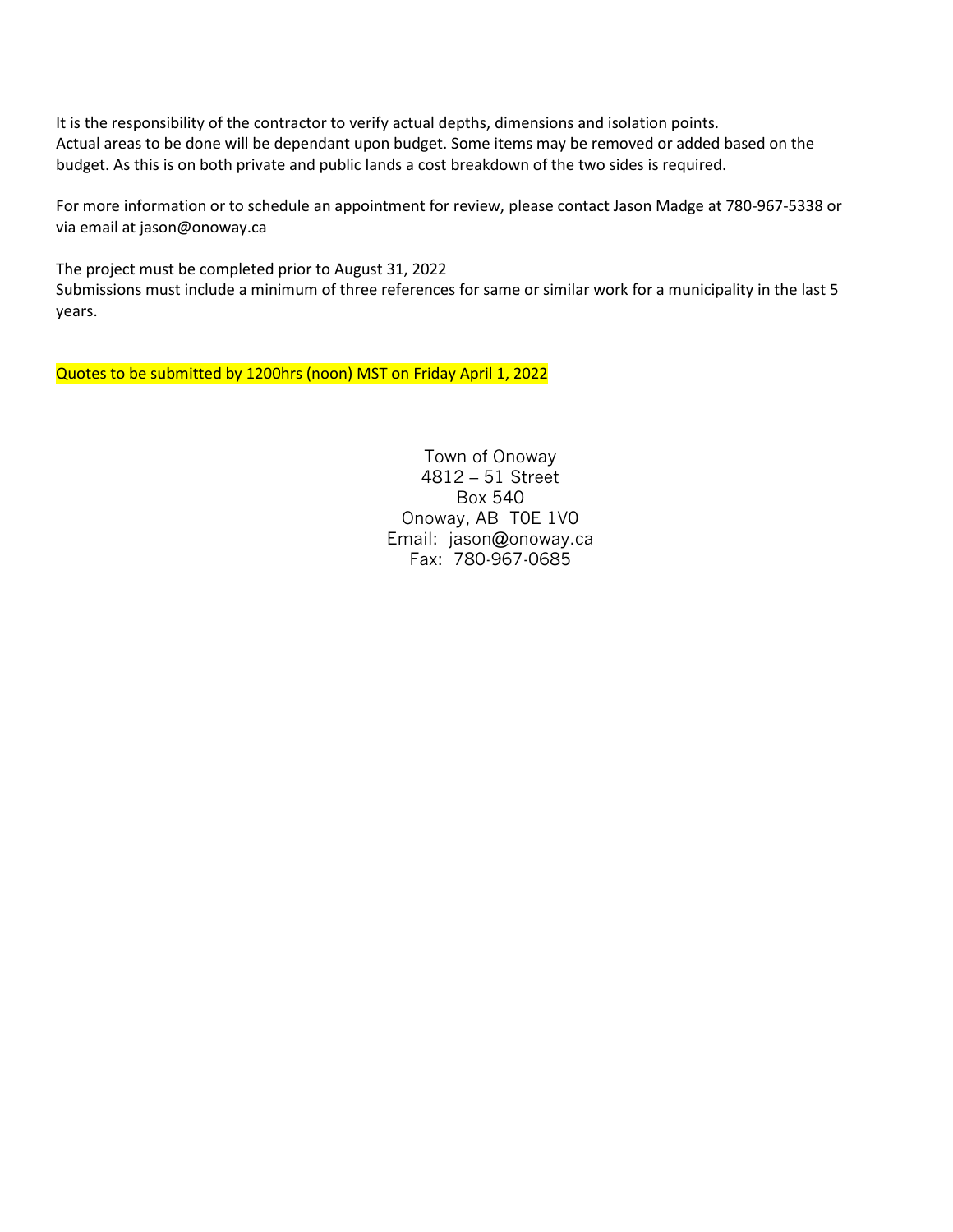It is the responsibility of the contractor to verify actual depths, dimensions and isolation points.
Actual areas to be done will be dependant upon budget. Some items may be removed or added based on the budget. As this is on both private and public lands a cost breakdown of the two sides is required.

For more information or to schedule an appointment for review, please contact Jason Madge at 780-967-5338 or via email at jason@onoway.ca

The project must be completed prior to August 31, 2022
Submissions must include a minimum of three references for same or similar work for a municipality in the last 5 years.

Quotes to be submitted by 1200hrs (noon) MST on Friday April 1, 2022

Town of Onoway
4812 – 51 Street
Box 540
Onoway, AB T0E 1V0
Email: jason@onoway.ca
Fax: 780-967-0685